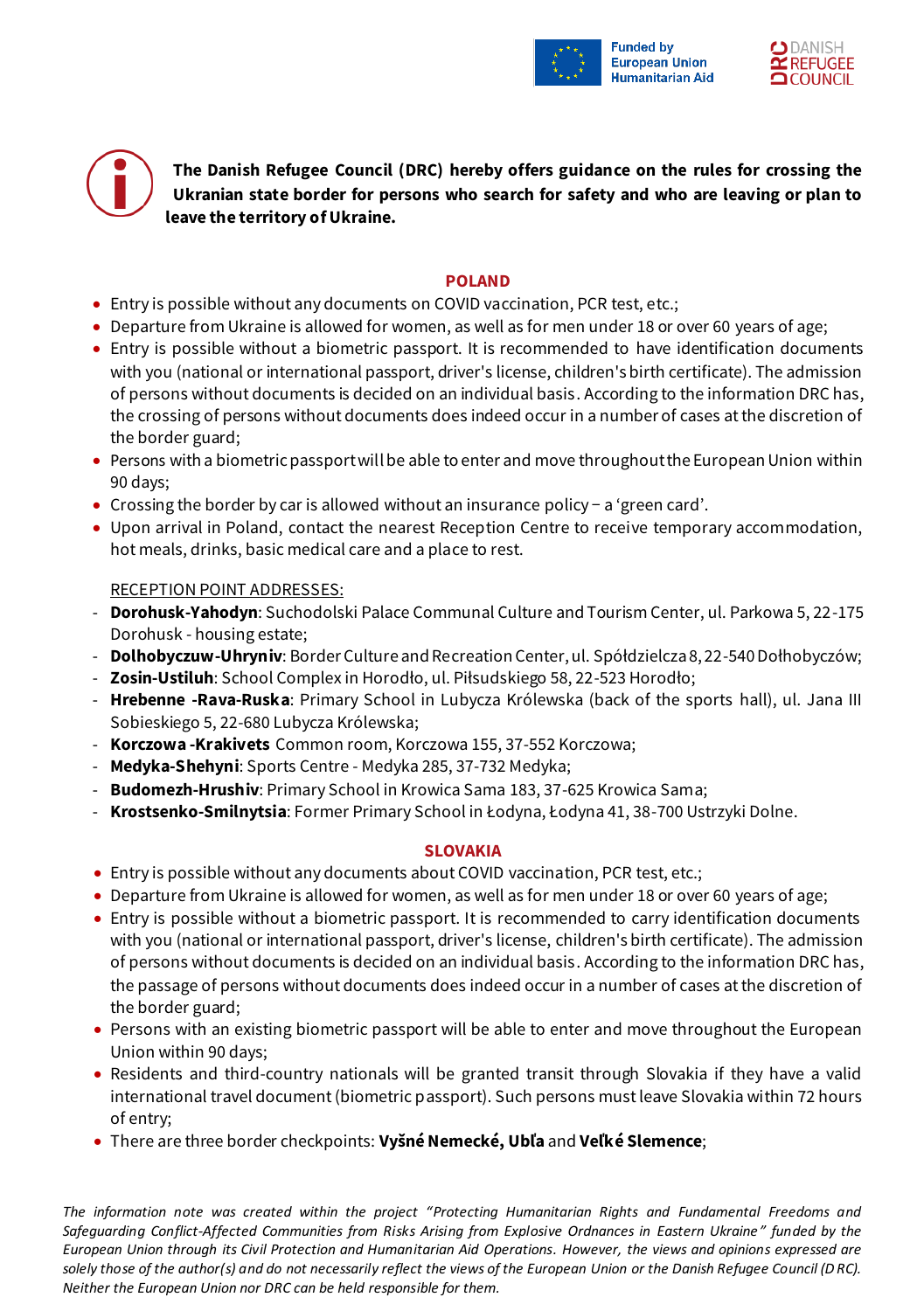Funded by European Union Humanitarian Aid

DANISH REFUGEE COUNCIL

**The Danish Refugee Council (DRC) hereby offers guidance on the rules for crossing the Ukranian state border for persons who search for safety and who are leaving or plan to leave the territory of Ukraine.**

## POLAND

- Entry is possible without any documents on COVID vaccination, PCR test, etc.;
- Departure from Ukraine is allowed for women, as well as for men under 18 or over 60 years of age;
- Entry is possible without a biometric passport. It is recommended to have identification documents with you (national or international passport, driver's license, children's birth certificate). The admission of persons without documents is decided on an individual basis. According to the information DRC has, the crossing of persons without documents does indeed occur in a number of cases at the discretion of the border guard;
- Persons with a biometric passport will be able to enter and move throughout the European Union within 90 days;
- Crossing the border by car is allowed without an insurance policy – a 'green card'.
- Upon arrival in Poland, contact the nearest Reception Centre to receive temporary accommodation, hot meals, drinks, basic medical care and a place to rest.

RECEPTION POINT ADDRESSES:

- **Dorohusk-Yahodyn**: Suchodolski Palace Communal Culture and Tourism Center, ul. Parkowa 5, 22-175 Dorohusk - housing estate;
- **Dolhobyczuw-Uhryniv**: Border Culture and Recreation Center, ul. Spółdzielcza 8, 22-540 Dołhobyczów;
- **Zosin-Ustiluh**: School Complex in Horodło, ul. Piłsudskiego 58, 22-523 Horodło;
- **Hrebenne -Rava-Ruska**: Primary School in Lubycza Królewska (back of the sports hall), ul. Jana III Sobieskiego 5, 22-680 Lubycza Królewska;
- **Korczowa -Krakivets** Common room, Korczowa 155, 37-552 Korczowa;
- **Medyka-Shehyni**: Sports Centre - Medyka 285, 37-732 Medyka;
- **Budomezh-Hrushiv**: Primary School in Krowica Sama 183, 37-625 Krowica Sama;
- **Krostsenko-Smilnytsia**: Former Primary School in Łodyna, Łodyna 41, 38-700 Ustrzyki Dolne.

## SLOVAKIA

- Entry is possible without any documents about COVID vaccination, PCR test, etc.;
- Departure from Ukraine is allowed for women, as well as for men under 18 or over 60 years of age;
- Entry is possible without a biometric passport. It is recommended to carry identification documents with you (national or international passport, driver's license, children's birth certificate). The admission of persons without documents is decided on an individual basis. According to the information DRC has, the passage of persons without documents does indeed occur in a number of cases at the discretion of the border guard;
- Persons with an existing biometric passport will be able to enter and move throughout the European Union within 90 days;
- Residents and third-country nationals will be granted transit through Slovakia if they have a valid international travel document (biometric passport). Such persons must leave Slovakia within 72 hours of entry;
- There are three border checkpoints: **Vyšné Nemecké, Ubľa** and **Veľké Slemence**;

*The information note was created within the project "Protecting Humanitarian Rights and Fundamental Freedoms and Safeguarding Conflict-Affected Communities from Risks Arising from Explosive Ordnances in Eastern Ukraine" funded by the European Union through its Civil Protection and Humanitarian Aid Operations. However, the views and opinions expressed are solely those of the author(s) and do not necessarily reflect the views of the European Union or the Danish Refugee Council (DRC). Neither the European Union nor DRC can be held responsible for them.*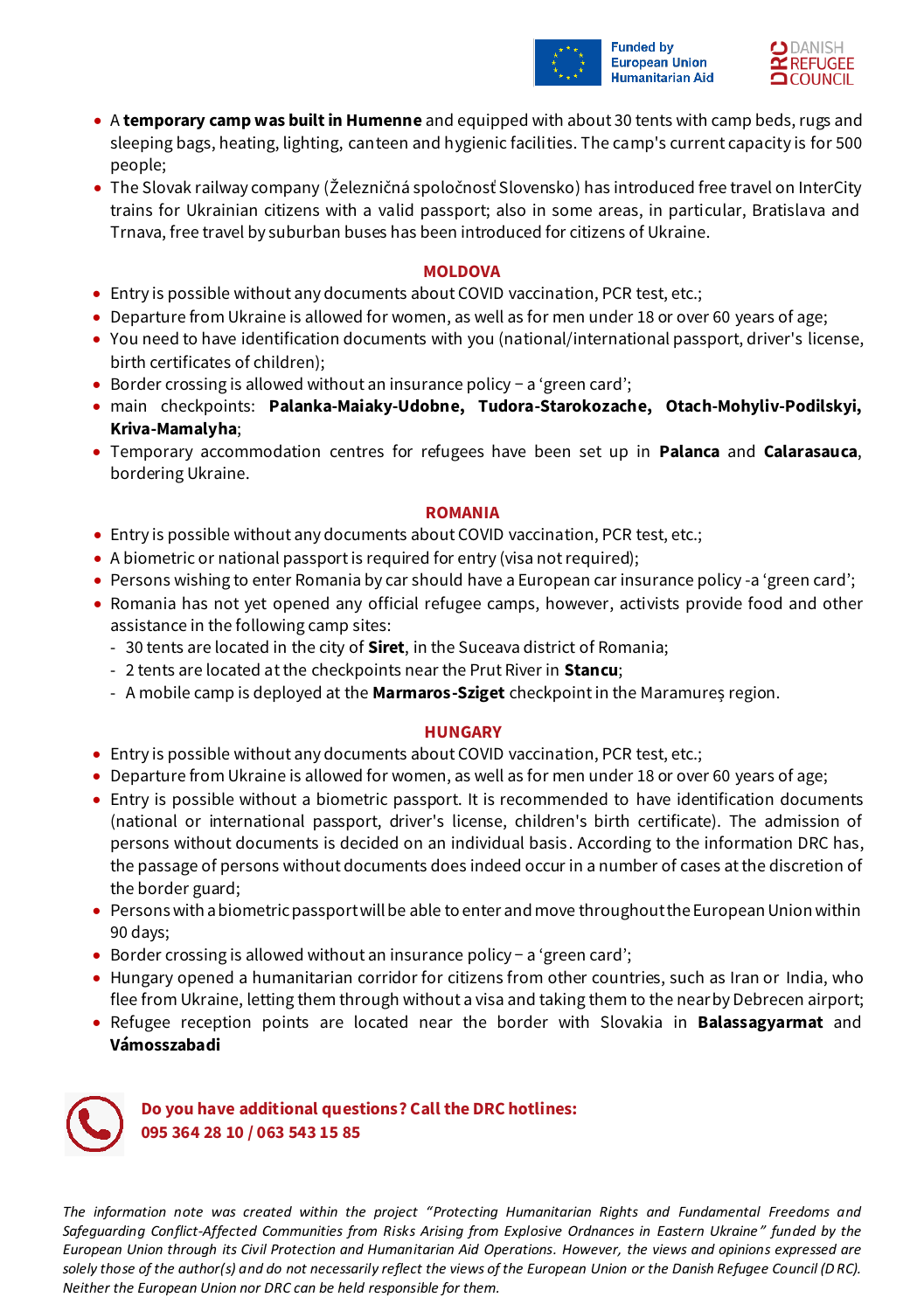- A **temporary camp was built in Humenne** and equipped with about 30 tents with camp beds, rugs and sleeping bags, heating, lighting, canteen and hygienic facilities. The camp's current capacity is for 500 people;
- The Slovak railway company (Železničná spoločnosť Slovensko) has introduced free travel on InterCity trains for Ukrainian citizens with a valid passport; also in some areas, in particular, Bratislava and Trnava, free travel by suburban buses has been introduced for citizens of Ukraine.

## MOLDOVA

- Entry is possible without any documents about COVID vaccination, PCR test, etc.;
- Departure from Ukraine is allowed for women, as well as for men under 18 or over 60 years of age;
- You need to have identification documents with you (national/international passport, driver's license, birth certificates of children);
- Border crossing is allowed without an insurance policy – a 'green card';
- main checkpoints: **Palanka-Maiaky-Udobne, Tudora-Starokozache, Otach-Mohyliv-Podilskyi, Kriva-Mamalyha**;
- Temporary accommodation centres for refugees have been set up in **Palanca** and **Calarasauca**, bordering Ukraine.

## ROMANIA

- Entry is possible without any documents about COVID vaccination, PCR test, etc.;
- A biometric or national passport is required for entry (visa not required);
- Persons wishing to enter Romania by car should have a European car insurance policy -a 'green card';
- Romania has not yet opened any official refugee camps, however, activists provide food and other assistance in the following camp sites:
  - 30 tents are located in the city of **Siret**, in the Suceava district of Romania;
  - 2 tents are located at the checkpoints near the Prut River in **Stancu**;
  - A mobile camp is deployed at the **Marmaros-Sziget** checkpoint in the Maramureș region.

## HUNGARY

- Entry is possible without any documents about COVID vaccination, PCR test, etc.;
- Departure from Ukraine is allowed for women, as well as for men under 18 or over 60 years of age;
- Entry is possible without a biometric passport. It is recommended to have identification documents (national or international passport, driver's license, children's birth certificate). The admission of persons without documents is decided on an individual basis. According to the information DRC has, the passage of persons without documents does indeed occur in a number of cases at the discretion of the border guard;
- Persons with a biometric passport will be able to enter and move throughout the European Union within 90 days;
- Border crossing is allowed without an insurance policy – a 'green card';
- Hungary opened a humanitarian corridor for citizens from other countries, such as Iran or India, who flee from Ukraine, letting them through without a visa and taking them to the nearby Debrecen airport;
- Refugee reception points are located near the border with Slovakia in **Balassagyarmat** and **Vámosszabadi**

**Do you have additional questions? Call the DRC hotlines:**
**095 364 28 10 / 063 543 15 85**

*The information note was created within the project "Protecting Humanitarian Rights and Fundamental Freedoms and Safeguarding Conflict-Affected Communities from Risks Arising from Explosive Ordnances in Eastern Ukraine" funded by the European Union through its Civil Protection and Humanitarian Aid Operations. However, the views and opinions expressed are solely those of the author(s) and do not necessarily reflect the views of the European Union or the Danish Refugee Council (DRC). Neither the European Union nor DRC can be held responsible for them.*